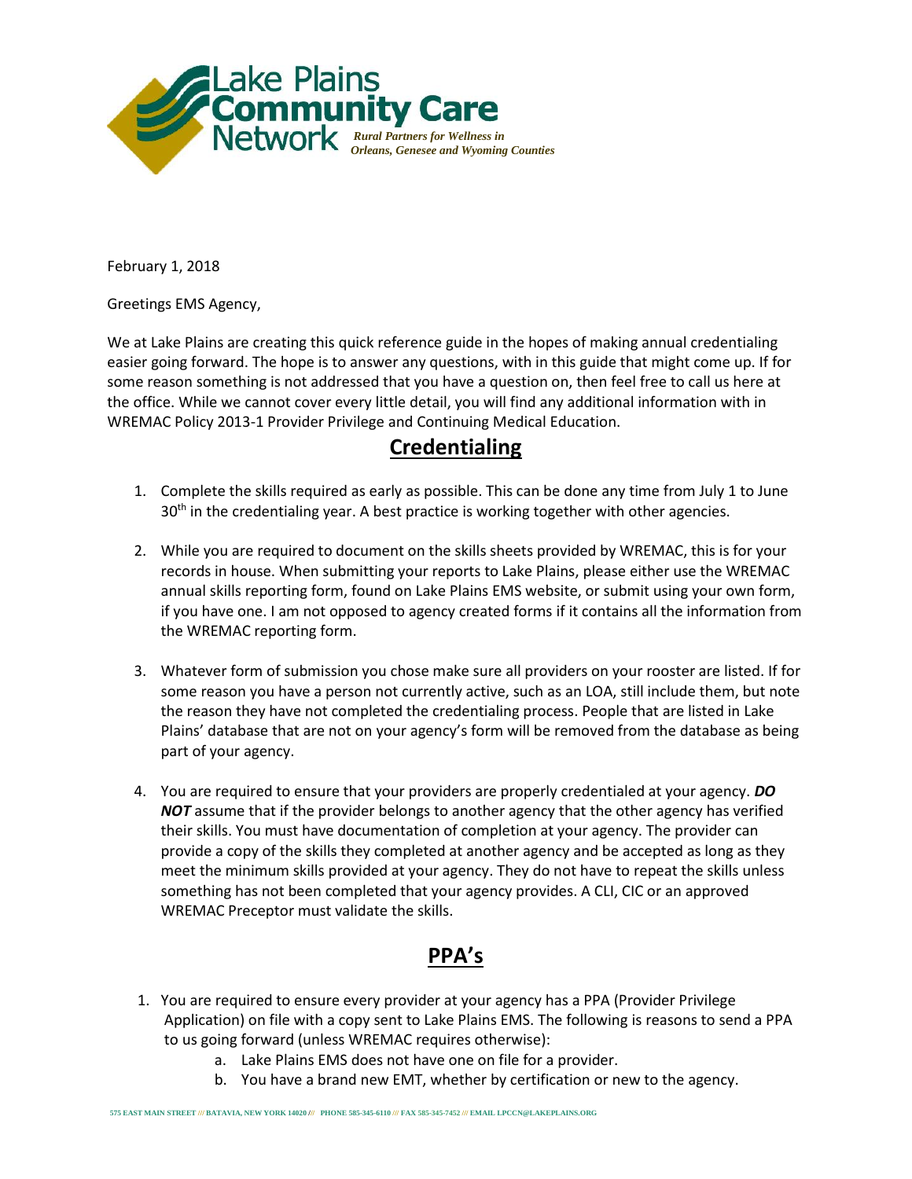Lake Plains Community Care Network

*Rural Partners for Wellness in Orleans, Genesee and Wyoming Counties*

February 1, 2018

Greetings EMS Agency,

We at Lake Plains are creating this quick reference guide in the hopes of making annual credentialing easier going forward. The hope is to answer any questions, with in this guide that might come up. If for some reason something is not addressed that you have a question on, then feel free to call us here at the office. While we cannot cover every little detail, you will find any additional information with in WREMAC Policy 2013-1 Provider Privilege and Continuing Medical Education.

## Credentialing

1. Complete the skills required as early as possible. This can be done any time from July 1 to June 30th in the credentialing year. A best practice is working together with other agencies.

2. While you are required to document on the skills sheets provided by WREMAC, this is for your records in house. When submitting your reports to Lake Plains, please either use the WREMAC annual skills reporting form, found on Lake Plains EMS website, or submit using your own form, if you have one. I am not opposed to agency created forms if it contains all the information from the WREMAC reporting form.

3. Whatever form of submission you chose make sure all providers on your rooster are listed. If for some reason you have a person not currently active, such as an LOA, still include them, but note the reason they have not completed the credentialing process. People that are listed in Lake Plains' database that are not on your agency's form will be removed from the database as being part of your agency.

4. You are required to ensure that your providers are properly credentialed at your agency. ***DO NOT*** assume that if the provider belongs to another agency that the other agency has verified their skills. You must have documentation of completion at your agency. The provider can provide a copy of the skills they completed at another agency and be accepted as long as they meet the minimum skills provided at your agency. They do not have to repeat the skills unless something has not been completed that your agency provides. A CLI, CIC or an approved WREMAC Preceptor must validate the skills.

## PPA's

1. You are required to ensure every provider at your agency has a PPA (Provider Privilege Application) on file with a copy sent to Lake Plains EMS. The following is reasons to send a PPA to us going forward (unless WREMAC requires otherwise):
   a. Lake Plains EMS does not have one on file for a provider.
   b. You have a brand new EMT, whether by certification or new to the agency.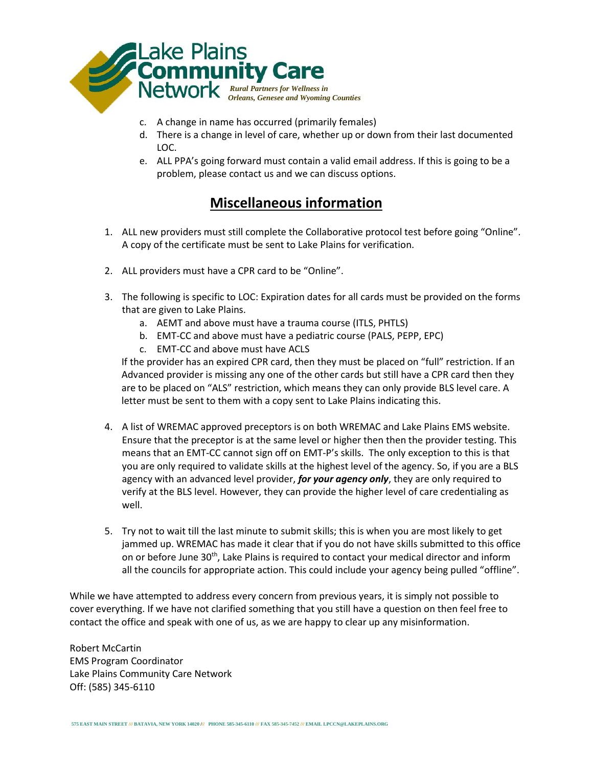c. A change in name has occurred (primarily females)
d. There is a change in level of care, whether up or down from their last documented LOC.
e. ALL PPA's going forward must contain a valid email address. If this is going to be a problem, please contact us and we can discuss options.

## Miscellaneous information

1. ALL new providers must still complete the Collaborative protocol test before going "Online". A copy of the certificate must be sent to Lake Plains for verification.

2. ALL providers must have a CPR card to be "Online".

3. The following is specific to LOC: Expiration dates for all cards must be provided on the forms that are given to Lake Plains.
   a. AEMT and above must have a trauma course (ITLS, PHTLS)
   b. EMT-CC and above must have a pediatric course (PALS, PEPP, EPC)
   c. EMT-CC and above must have ACLS

   If the provider has an expired CPR card, then they must be placed on "full" restriction. If an Advanced provider is missing any one of the other cards but still have a CPR card then they are to be placed on "ALS" restriction, which means they can only provide BLS level care. A letter must be sent to them with a copy sent to Lake Plains indicating this.

4. A list of WREMAC approved preceptors is on both WREMAC and Lake Plains EMS website. Ensure that the preceptor is at the same level or higher then then the provider testing. This means that an EMT-CC cannot sign off on EMT-P's skills. The only exception to this is that you are only required to validate skills at the highest level of the agency. So, if you are a BLS agency with an advanced level provider, ***for your agency only***, they are only required to verify at the BLS level. However, they can provide the higher level of care credentialing as well.

5. Try not to wait till the last minute to submit skills; this is when you are most likely to get jammed up. WREMAC has made it clear that if you do not have skills submitted to this office on or before June 30th, Lake Plains is required to contact your medical director and inform all the councils for appropriate action. This could include your agency being pulled "offline".

While we have attempted to address every concern from previous years, it is simply not possible to cover everything. If we have not clarified something that you still have a question on then feel free to contact the office and speak with one of us, as we are happy to clear up any misinformation.

Robert McCartin
EMS Program Coordinator
Lake Plains Community Care Network
Off: (585) 345-6110